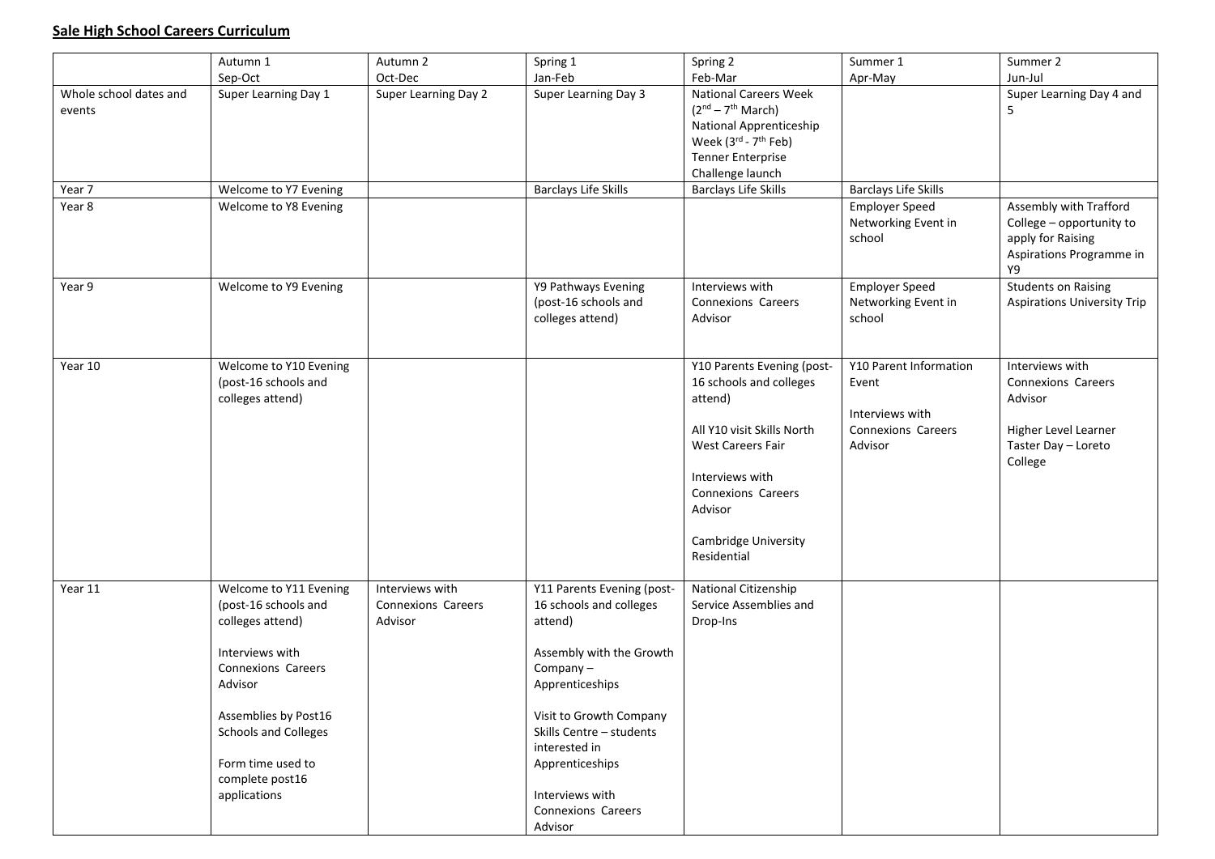## **Sale High School Careers Curriculum**

| | Autumn 1<br>Sep-Oct | Autumn 2<br>Oct-Dec | Spring 1<br>Jan-Feb | Spring 2<br>Feb-Mar | Summer 1<br>Apr-May | Summer 2<br>Jun-Jul |
|---|---|---|---|---|---|---|
| Whole school dates and events | Super Learning Day 1 | Super Learning Day 2 | Super Learning Day 3 | National Careers Week (2nd – 7th March)<br>National Apprenticeship Week (3rd - 7th Feb)<br>Tenner Enterprise Challenge launch | | Super Learning Day 4 and 5 |
| Year 7 | Welcome to Y7 Evening | | Barclays Life Skills | Barclays Life Skills | Barclays Life Skills | |
| Year 8 | Welcome to Y8 Evening | | | | Employer Speed Networking Event in school | Assembly with Trafford College – opportunity to apply for Raising Aspirations Programme in Y9 |
| Year 9 | Welcome to Y9 Evening | | Y9 Pathways Evening (post-16 schools and colleges attend) | Interviews with Connexions Careers Advisor | Employer Speed Networking Event in school | Students on Raising Aspirations University Trip |
| Year 10 | Welcome to Y10 Evening (post-16 schools and colleges attend) | | | Y10 Parents Evening (post-16 schools and colleges attend)<br><br>All Y10 visit Skills North West Careers Fair<br><br>Interviews with Connexions Careers Advisor<br><br>Cambridge University Residential | Y10 Parent Information Event<br><br>Interviews with Connexions Careers Advisor | Interviews with Connexions Careers Advisor<br><br>Higher Level Learner Taster Day – Loreto College |
| Year 11 | Welcome to Y11 Evening (post-16 schools and colleges attend)<br><br>Interviews with Connexions Careers Advisor<br><br>Assemblies by Post16 Schools and Colleges<br><br>Form time used to complete post16 applications | Interviews with Connexions Careers Advisor | Y11 Parents Evening (post-16 schools and colleges attend)<br><br>Assembly with the Growth Company – Apprenticeships<br><br>Visit to Growth Company Skills Centre – students interested in Apprenticeships<br><br>Interviews with Connexions Careers Advisor | National Citizenship Service Assemblies and Drop-Ins | | |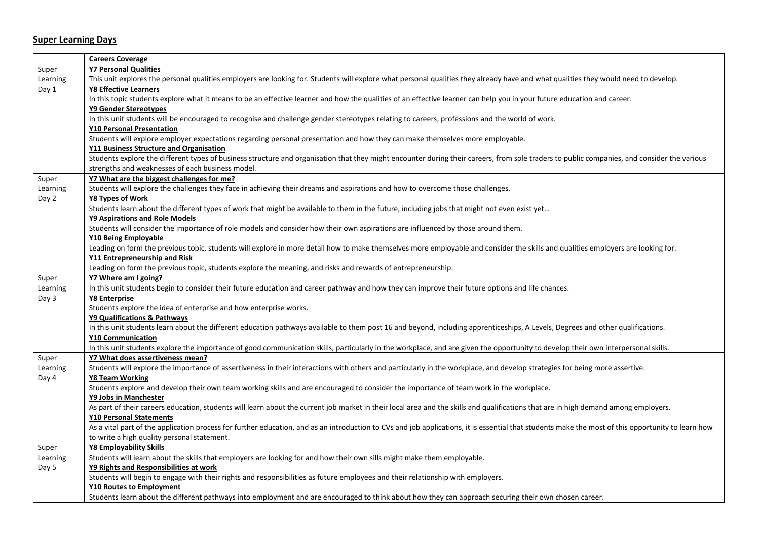## Super Learning Days

| | Careers Coverage |
|---|---|
| Super Learning Day 1 | **Y7 Personal Qualities**<br>This unit explores the personal qualities employers are looking for. Students will explore what personal qualities they already have and what qualities they would need to develop.<br>**Y8 Effective Learners**<br>In this topic students explore what it means to be an effective learner and how the qualities of an effective learner can help you in your future education and career.<br>**Y9 Gender Stereotypes**<br>In this unit students will be encouraged to recognise and challenge gender stereotypes relating to careers, professions and the world of work.<br>**Y10 Personal Presentation**<br>Students will explore employer expectations regarding personal presentation and how they can make themselves more employable.<br>**Y11 Business Structure and Organisation**<br>Students explore the different types of business structure and organisation that they might encounter during their careers, from sole traders to public companies, and consider the various strengths and weaknesses of each business model. |
| Super Learning Day 2 | **Y7 What are the biggest challenges for me?**<br>Students will explore the challenges they face in achieving their dreams and aspirations and how to overcome those challenges.<br>**Y8 Types of Work**<br>Students learn about the different types of work that might be available to them in the future, including jobs that might not even exist yet…<br>**Y9 Aspirations and Role Models**<br>Students will consider the importance of role models and consider how their own aspirations are influenced by those around them.<br>**Y10 Being Employable**<br>Leading on form the previous topic, students will explore in more detail how to make themselves more employable and consider the skills and qualities employers are looking for.<br>**Y11 Entrepreneurship and Risk**<br>Leading on form the previous topic, students explore the meaning, and risks and rewards of entrepreneurship. |
| Super Learning Day 3 | **Y7 Where am I going?**<br>In this unit students begin to consider their future education and career pathway and how they can improve their future options and life chances.<br>**Y8 Enterprise**<br>Students explore the idea of enterprise and how enterprise works.<br>**Y9 Qualifications & Pathways**<br>In this unit students learn about the different education pathways available to them post 16 and beyond, including apprenticeships, A Levels, Degrees and other qualifications.<br>**Y10 Communication**<br>In this unit students explore the importance of good communication skills, particularly in the workplace, and are given the opportunity to develop their own interpersonal skills. |
| Super Learning Day 4 | **Y7 What does assertiveness mean?**<br>Students will explore the importance of assertiveness in their interactions with others and particularly in the workplace, and develop strategies for being more assertive.<br>**Y8 Team Working**<br>Students explore and develop their own team working skills and are encouraged to consider the importance of team work in the workplace.<br>**Y9 Jobs in Manchester**<br>As part of their careers education, students will learn about the current job market in their local area and the skills and qualifications that are in high demand among employers.<br>**Y10 Personal Statements**<br>As a vital part of the application process for further education, and as an introduction to CVs and job applications, it is essential that students make the most of this opportunity to learn how to write a high quality personal statement. |
| Super Learning Day 5 | **Y8 Employability Skills**<br>Students will learn about the skills that employers are looking for and how their own sills might make them employable.<br>**Y9 Rights and Responsibilities at work**<br>Students will begin to engage with their rights and responsibilities as future employees and their relationship with employers.<br>**Y10 Routes to Employment**<br>Students learn about the different pathways into employment and are encouraged to think about how they can approach securing their own chosen career. |